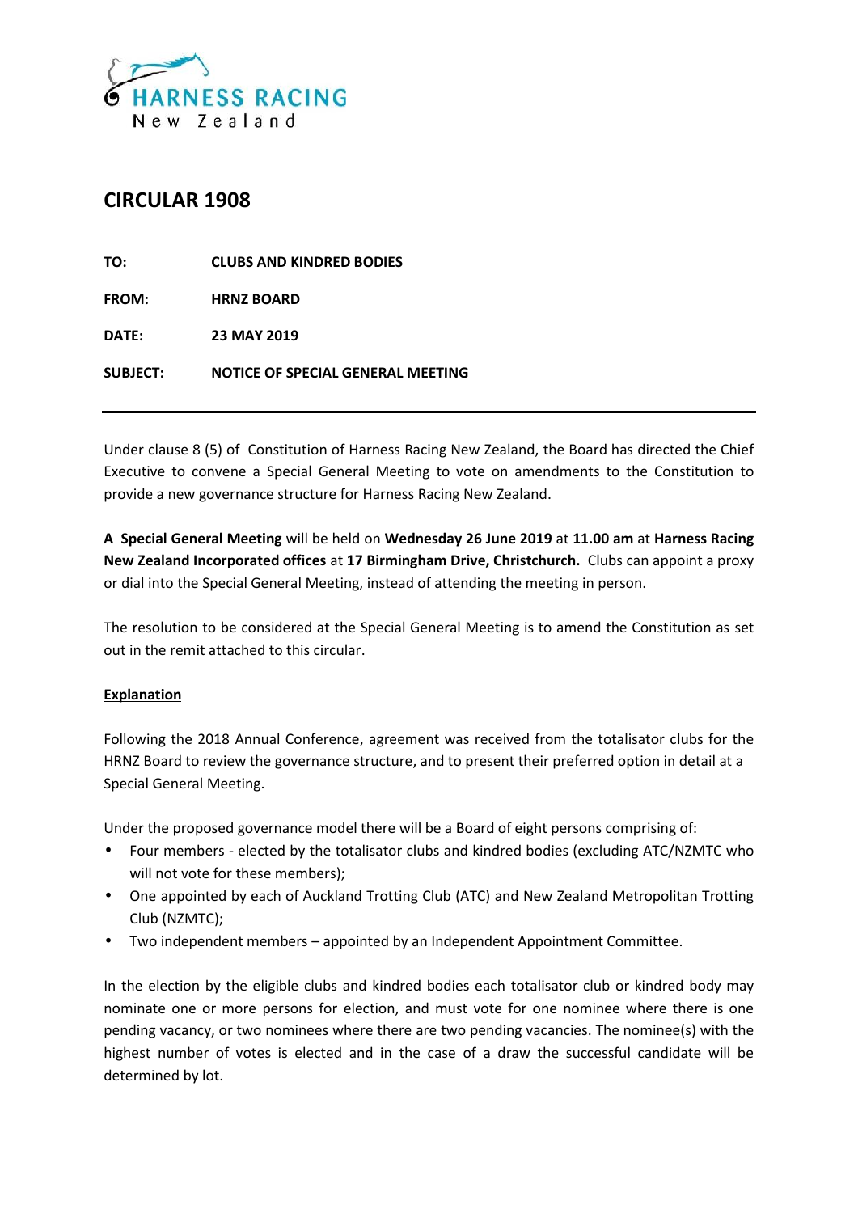HARNESS RACING
New Zealand

# CIRCULAR 1908

**TO:** CLUBS AND KINDRED BODIES

**FROM:** HRNZ BOARD

**DATE:** 23 MAY 2019

**SUBJECT:** NOTICE OF SPECIAL GENERAL MEETING

---

Under clause 8 (5) of Constitution of Harness Racing New Zealand, the Board has directed the Chief Executive to convene a Special General Meeting to vote on amendments to the Constitution to provide a new governance structure for Harness Racing New Zealand.

**A Special General Meeting** will be held on **Wednesday 26 June 2019** at **11.00 am** at **Harness Racing New Zealand Incorporated offices** at **17 Birmingham Drive, Christchurch.** Clubs can appoint a proxy or dial into the Special General Meeting, instead of attending the meeting in person.

The resolution to be considered at the Special General Meeting is to amend the Constitution as set out in the remit attached to this circular.

**Explanation**

Following the 2018 Annual Conference, agreement was received from the totalisator clubs for the HRNZ Board to review the governance structure, and to present their preferred option in detail at a Special General Meeting.

Under the proposed governance model there will be a Board of eight persons comprising of:

- Four members - elected by the totalisator clubs and kindred bodies (excluding ATC/NZMTC who will not vote for these members);
- One appointed by each of Auckland Trotting Club (ATC) and New Zealand Metropolitan Trotting Club (NZMTC);
- Two independent members – appointed by an Independent Appointment Committee.

In the election by the eligible clubs and kindred bodies each totalisator club or kindred body may nominate one or more persons for election, and must vote for one nominee where there is one pending vacancy, or two nominees where there are two pending vacancies. The nominee(s) with the highest number of votes is elected and in the case of a draw the successful candidate will be determined by lot.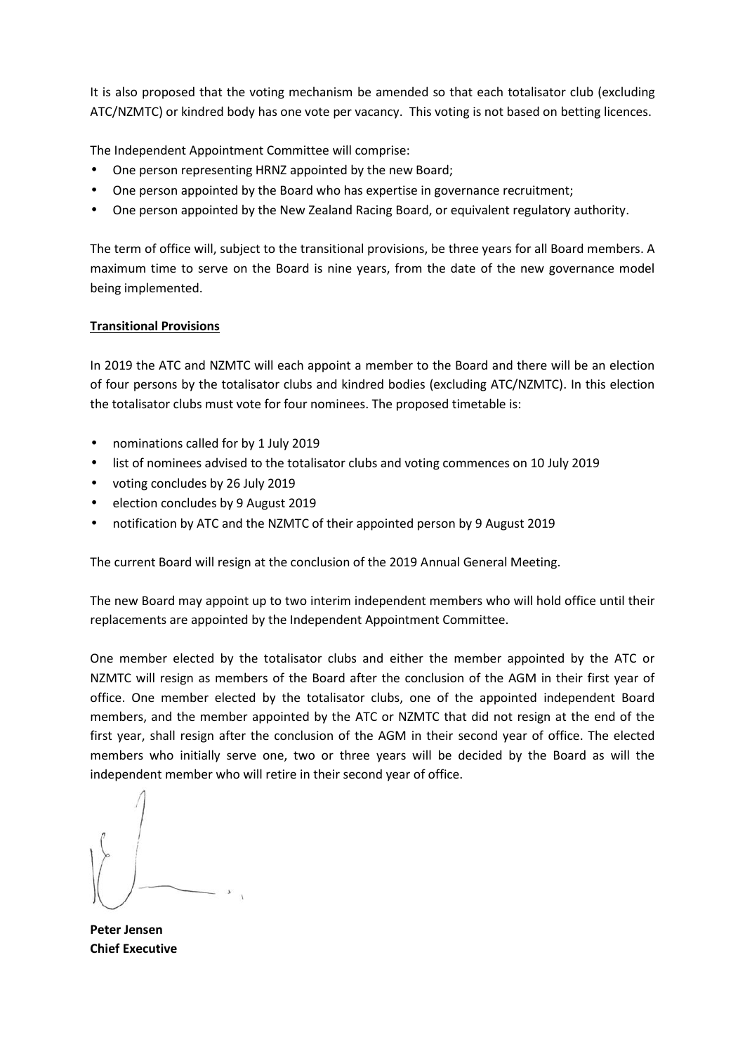It is also proposed that the voting mechanism be amended so that each totalisator club (excluding ATC/NZMTC) or kindred body has one vote per vacancy. This voting is not based on betting licences.

The Independent Appointment Committee will comprise:

- One person representing HRNZ appointed by the new Board;
- One person appointed by the Board who has expertise in governance recruitment;
- One person appointed by the New Zealand Racing Board, or equivalent regulatory authority.

The term of office will, subject to the transitional provisions, be three years for all Board members. A maximum time to serve on the Board is nine years, from the date of the new governance model being implemented.

**Transitional Provisions**

In 2019 the ATC and NZMTC will each appoint a member to the Board and there will be an election of four persons by the totalisator clubs and kindred bodies (excluding ATC/NZMTC). In this election the totalisator clubs must vote for four nominees. The proposed timetable is:

- nominations called for by 1 July 2019
- list of nominees advised to the totalisator clubs and voting commences on 10 July 2019
- voting concludes by 26 July 2019
- election concludes by 9 August 2019
- notification by ATC and the NZMTC of their appointed person by 9 August 2019

The current Board will resign at the conclusion of the 2019 Annual General Meeting.

The new Board may appoint up to two interim independent members who will hold office until their replacements are appointed by the Independent Appointment Committee.

One member elected by the totalisator clubs and either the member appointed by the ATC or NZMTC will resign as members of the Board after the conclusion of the AGM in their first year of office. One member elected by the totalisator clubs, one of the appointed independent Board members, and the member appointed by the ATC or NZMTC that did not resign at the end of the first year, shall resign after the conclusion of the AGM in their second year of office. The elected members who initially serve one, two or three years will be decided by the Board as will the independent member who will retire in their second year of office.

**Peter Jensen**
**Chief Executive**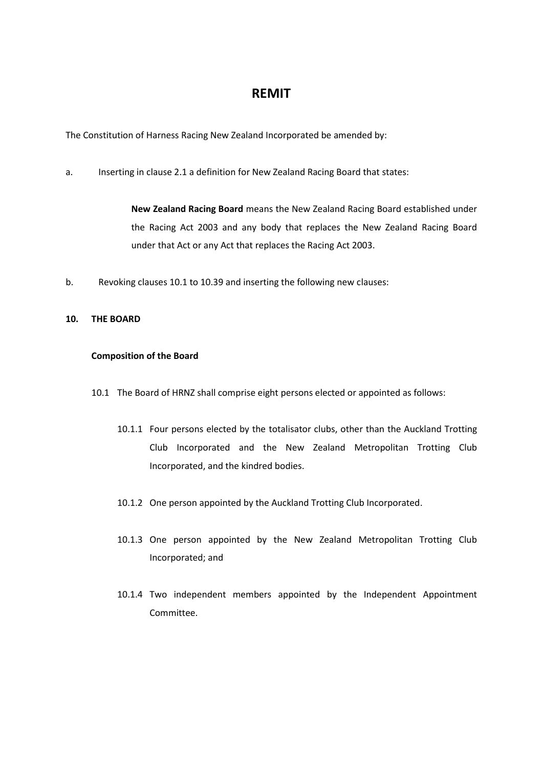# REMIT

The Constitution of Harness Racing New Zealand Incorporated be amended by:

a. Inserting in clause 2.1 a definition for New Zealand Racing Board that states:

> **New Zealand Racing Board** means the New Zealand Racing Board established under the Racing Act 2003 and any body that replaces the New Zealand Racing Board under that Act or any Act that replaces the Racing Act 2003.

b. Revoking clauses 10.1 to 10.39 and inserting the following new clauses:

**10. THE BOARD**

**Composition of the Board**

10.1 The Board of HRNZ shall comprise eight persons elected or appointed as follows:

10.1.1 Four persons elected by the totalisator clubs, other than the Auckland Trotting Club Incorporated and the New Zealand Metropolitan Trotting Club Incorporated, and the kindred bodies.

10.1.2 One person appointed by the Auckland Trotting Club Incorporated.

10.1.3 One person appointed by the New Zealand Metropolitan Trotting Club Incorporated; and

10.1.4 Two independent members appointed by the Independent Appointment Committee.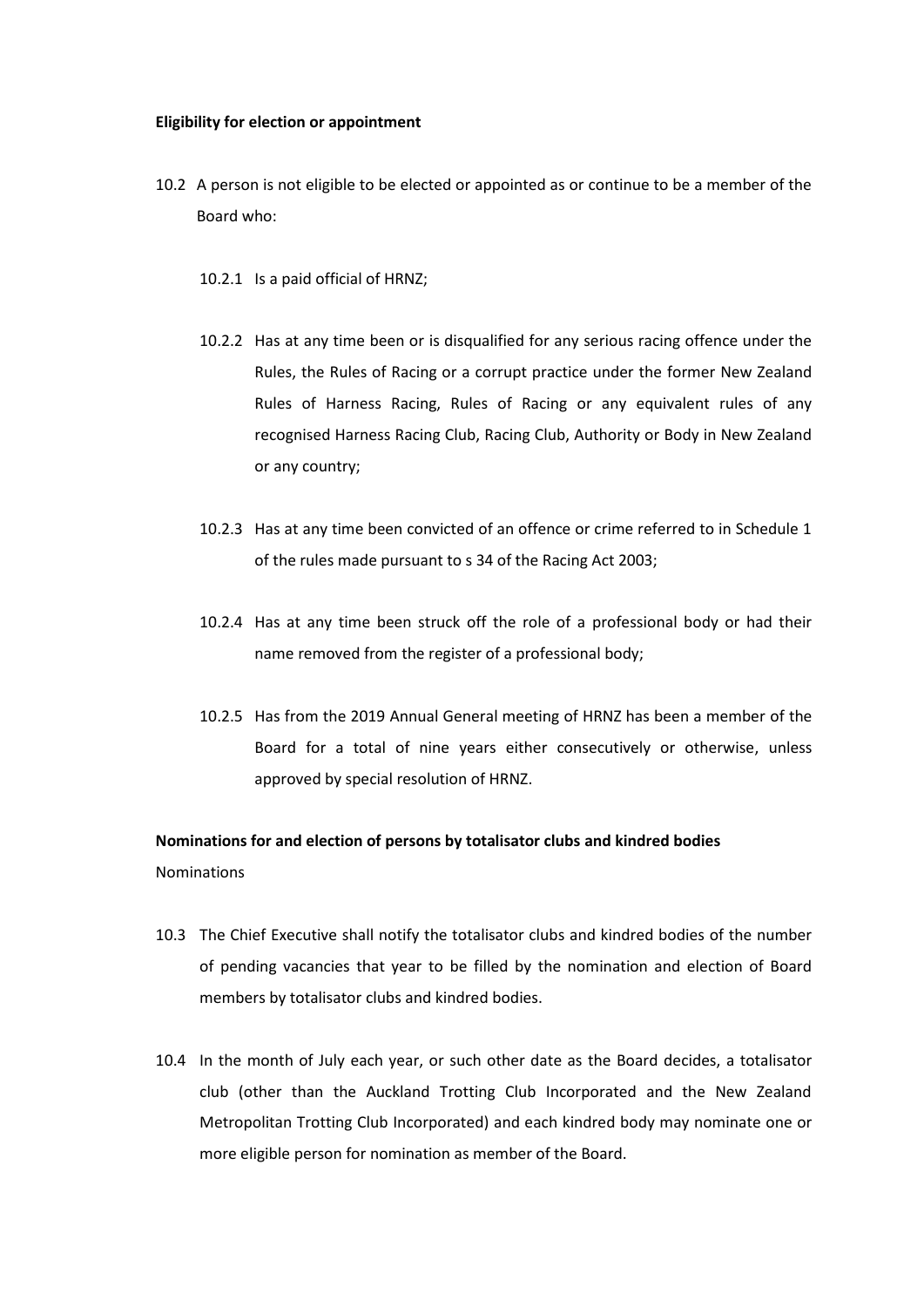**Eligibility for election or appointment**

10.2 A person is not eligible to be elected or appointed as or continue to be a member of the Board who:

10.2.1 Is a paid official of HRNZ;

10.2.2 Has at any time been or is disqualified for any serious racing offence under the Rules, the Rules of Racing or a corrupt practice under the former New Zealand Rules of Harness Racing, Rules of Racing or any equivalent rules of any recognised Harness Racing Club, Racing Club, Authority or Body in New Zealand or any country;

10.2.3 Has at any time been convicted of an offence or crime referred to in Schedule 1 of the rules made pursuant to s 34 of the Racing Act 2003;

10.2.4 Has at any time been struck off the role of a professional body or had their name removed from the register of a professional body;

10.2.5 Has from the 2019 Annual General meeting of HRNZ has been a member of the Board for a total of nine years either consecutively or otherwise, unless approved by special resolution of HRNZ.

**Nominations for and election of persons by totalisator clubs and kindred bodies**

Nominations

10.3 The Chief Executive shall notify the totalisator clubs and kindred bodies of the number of pending vacancies that year to be filled by the nomination and election of Board members by totalisator clubs and kindred bodies.

10.4 In the month of July each year, or such other date as the Board decides, a totalisator club (other than the Auckland Trotting Club Incorporated and the New Zealand Metropolitan Trotting Club Incorporated) and each kindred body may nominate one or more eligible person for nomination as member of the Board.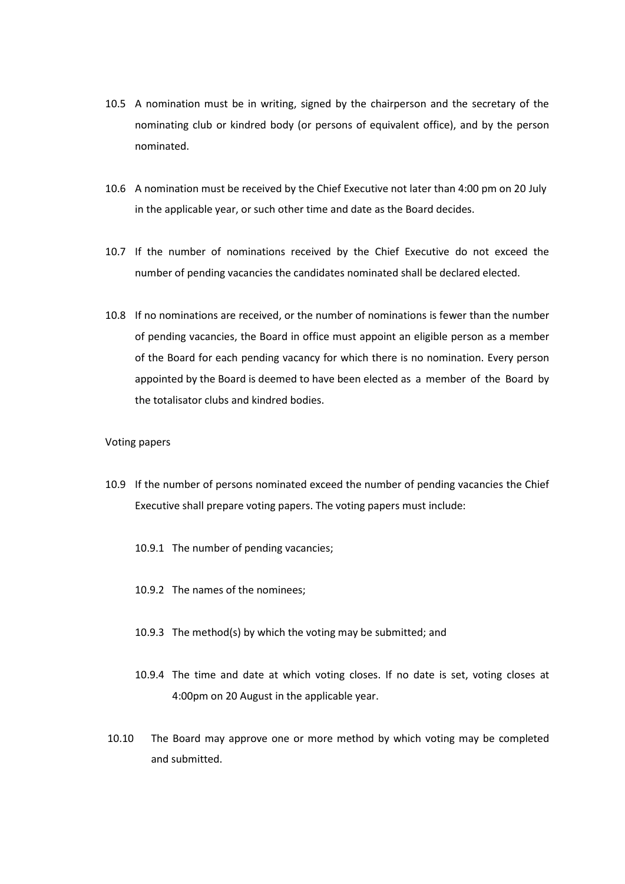10.5 A nomination must be in writing, signed by the chairperson and the secretary of the nominating club or kindred body (or persons of equivalent office), and by the person nominated.

10.6 A nomination must be received by the Chief Executive not later than 4:00 pm on 20 July in the applicable year, or such other time and date as the Board decides.

10.7 If the number of nominations received by the Chief Executive do not exceed the number of pending vacancies the candidates nominated shall be declared elected.

10.8 If no nominations are received, or the number of nominations is fewer than the number of pending vacancies, the Board in office must appoint an eligible person as a member of the Board for each pending vacancy for which there is no nomination. Every person appointed by the Board is deemed to have been elected as a member of the Board by the totalisator clubs and kindred bodies.

Voting papers

10.9 If the number of persons nominated exceed the number of pending vacancies the Chief Executive shall prepare voting papers. The voting papers must include:

10.9.1 The number of pending vacancies;

10.9.2 The names of the nominees;

10.9.3 The method(s) by which the voting may be submitted; and

10.9.4 The time and date at which voting closes. If no date is set, voting closes at 4:00pm on 20 August in the applicable year.

10.10 The Board may approve one or more method by which voting may be completed and submitted.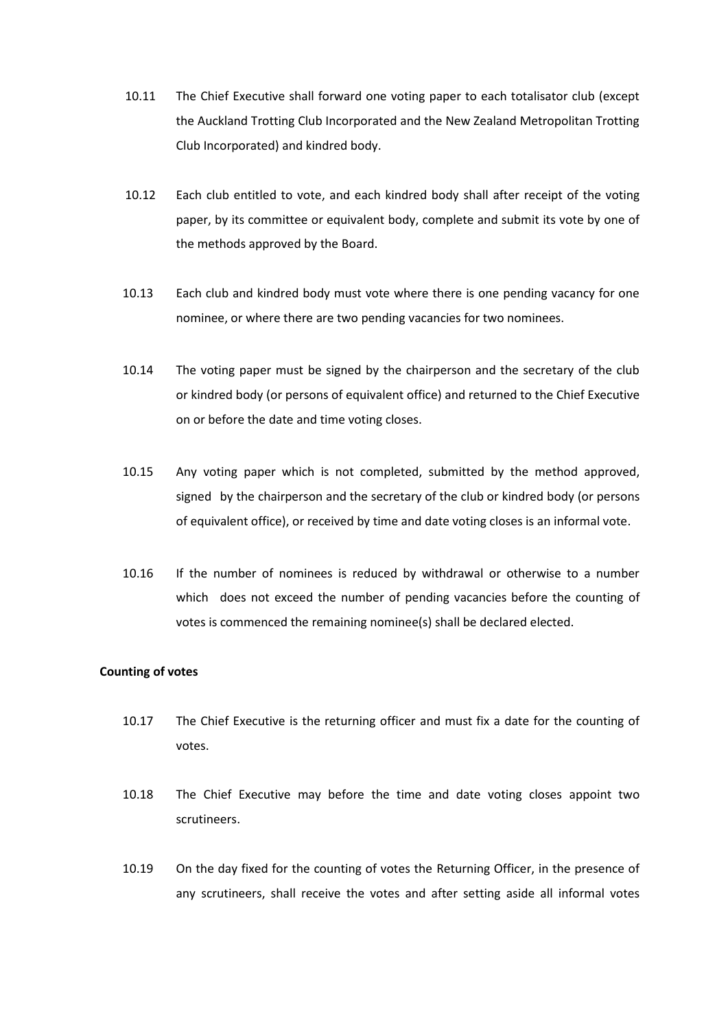10.11 The Chief Executive shall forward one voting paper to each totalisator club (except the Auckland Trotting Club Incorporated and the New Zealand Metropolitan Trotting Club Incorporated) and kindred body.

10.12 Each club entitled to vote, and each kindred body shall after receipt of the voting paper, by its committee or equivalent body, complete and submit its vote by one of the methods approved by the Board.

10.13 Each club and kindred body must vote where there is one pending vacancy for one nominee, or where there are two pending vacancies for two nominees.

10.14 The voting paper must be signed by the chairperson and the secretary of the club or kindred body (or persons of equivalent office) and returned to the Chief Executive on or before the date and time voting closes.

10.15 Any voting paper which is not completed, submitted by the method approved, signed by the chairperson and the secretary of the club or kindred body (or persons of equivalent office), or received by time and date voting closes is an informal vote.

10.16 If the number of nominees is reduced by withdrawal or otherwise to a number which does not exceed the number of pending vacancies before the counting of votes is commenced the remaining nominee(s) shall be declared elected.

**Counting of votes**

10.17 The Chief Executive is the returning officer and must fix a date for the counting of votes.

10.18 The Chief Executive may before the time and date voting closes appoint two scrutineers.

10.19 On the day fixed for the counting of votes the Returning Officer, in the presence of any scrutineers, shall receive the votes and after setting aside all informal votes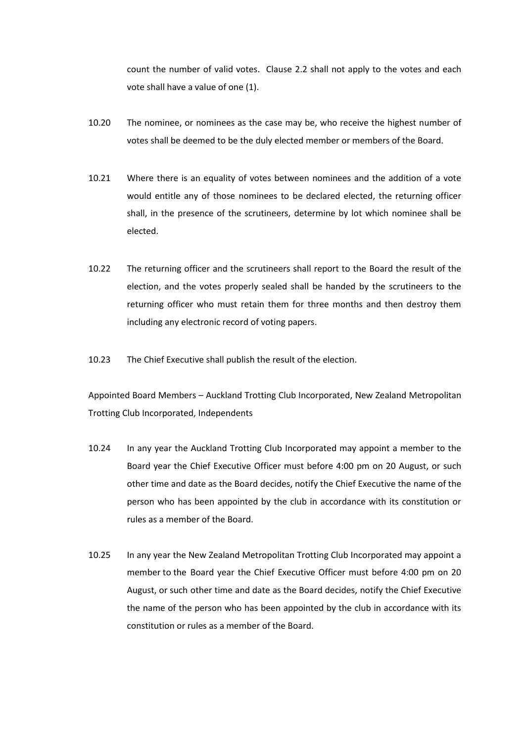count the number of valid votes. Clause 2.2 shall not apply to the votes and each vote shall have a value of one (1).

10.20 The nominee, or nominees as the case may be, who receive the highest number of votes shall be deemed to be the duly elected member or members of the Board.

10.21 Where there is an equality of votes between nominees and the addition of a vote would entitle any of those nominees to be declared elected, the returning officer shall, in the presence of the scrutineers, determine by lot which nominee shall be elected.

10.22 The returning officer and the scrutineers shall report to the Board the result of the election, and the votes properly sealed shall be handed by the scrutineers to the returning officer who must retain them for three months and then destroy them including any electronic record of voting papers.

10.23 The Chief Executive shall publish the result of the election.

Appointed Board Members – Auckland Trotting Club Incorporated, New Zealand Metropolitan Trotting Club Incorporated, Independents

10.24 In any year the Auckland Trotting Club Incorporated may appoint a member to the Board year the Chief Executive Officer must before 4:00 pm on 20 August, or such other time and date as the Board decides, notify the Chief Executive the name of the person who has been appointed by the club in accordance with its constitution or rules as a member of the Board.

10.25 In any year the New Zealand Metropolitan Trotting Club Incorporated may appoint a member to the Board year the Chief Executive Officer must before 4:00 pm on 20 August, or such other time and date as the Board decides, notify the Chief Executive the name of the person who has been appointed by the club in accordance with its constitution or rules as a member of the Board.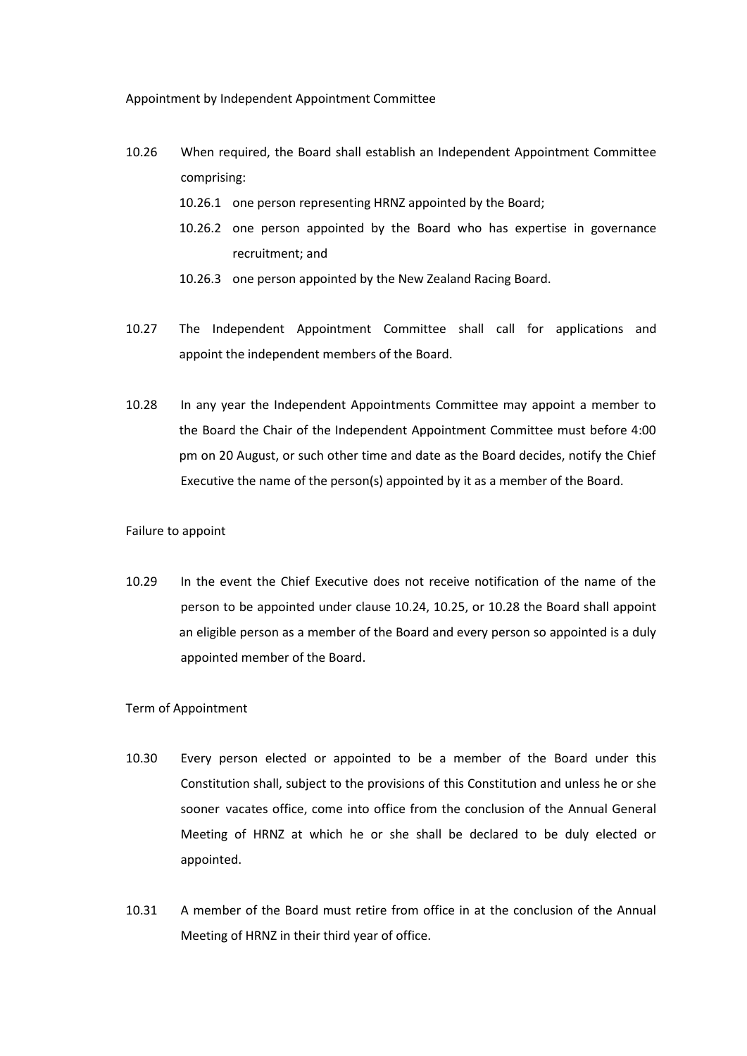Appointment by Independent Appointment Committee

10.26 When required, the Board shall establish an Independent Appointment Committee comprising:

- 10.26.1 one person representing HRNZ appointed by the Board;
- 10.26.2 one person appointed by the Board who has expertise in governance recruitment; and
- 10.26.3 one person appointed by the New Zealand Racing Board.

10.27 The Independent Appointment Committee shall call for applications and appoint the independent members of the Board.

10.28 In any year the Independent Appointments Committee may appoint a member to the Board the Chair of the Independent Appointment Committee must before 4:00 pm on 20 August, or such other time and date as the Board decides, notify the Chief Executive the name of the person(s) appointed by it as a member of the Board.

Failure to appoint

10.29 In the event the Chief Executive does not receive notification of the name of the person to be appointed under clause 10.24, 10.25, or 10.28 the Board shall appoint an eligible person as a member of the Board and every person so appointed is a duly appointed member of the Board.

Term of Appointment

10.30 Every person elected or appointed to be a member of the Board under this Constitution shall, subject to the provisions of this Constitution and unless he or she sooner vacates office, come into office from the conclusion of the Annual General Meeting of HRNZ at which he or she shall be declared to be duly elected or appointed.

10.31 A member of the Board must retire from office in at the conclusion of the Annual Meeting of HRNZ in their third year of office.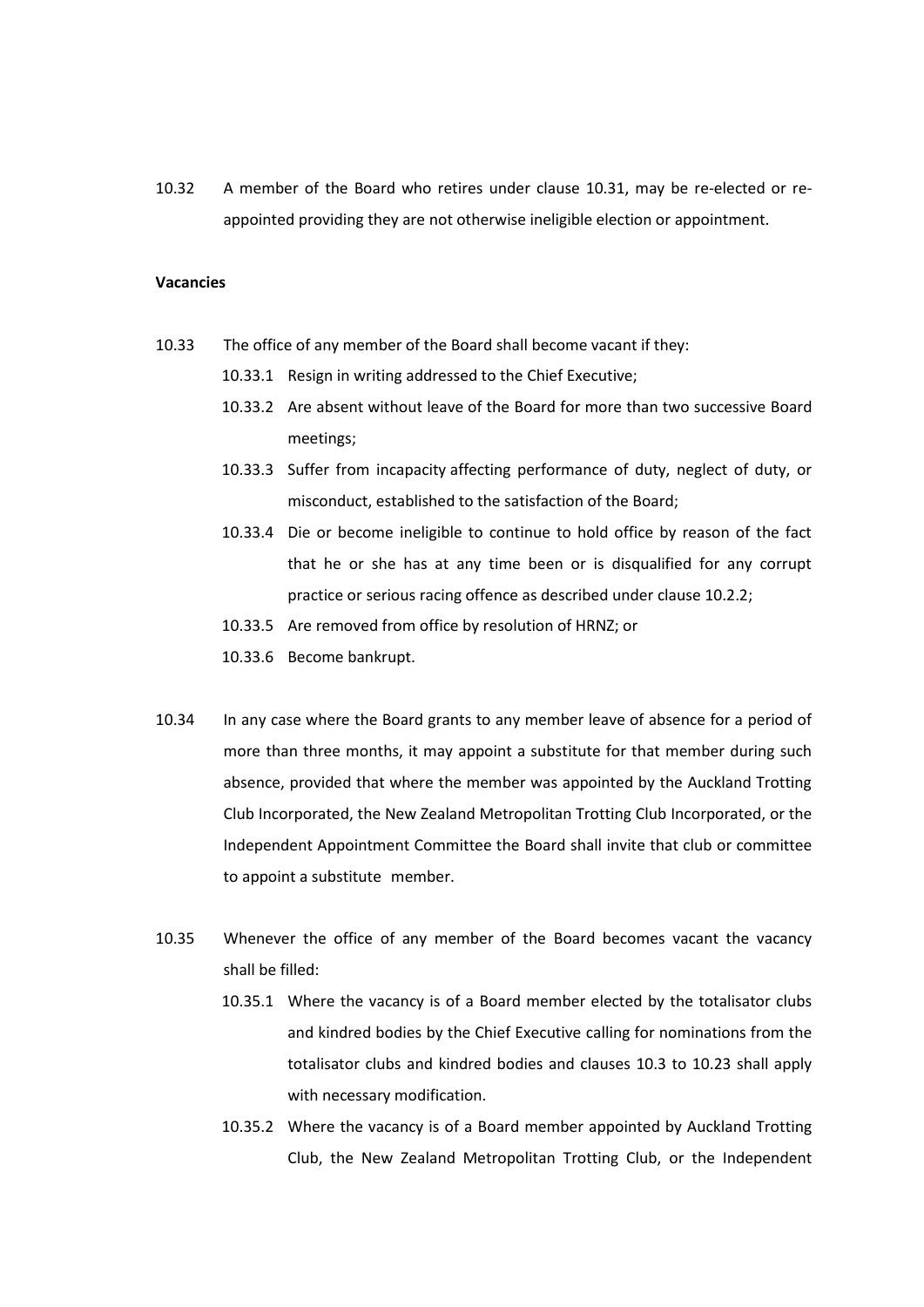10.32 A member of the Board who retires under clause 10.31, may be re-elected or re-appointed providing they are not otherwise ineligible election or appointment.

**Vacancies**

10.33 The office of any member of the Board shall become vacant if they:

- 10.33.1 Resign in writing addressed to the Chief Executive;
- 10.33.2 Are absent without leave of the Board for more than two successive Board meetings;
- 10.33.3 Suffer from incapacity affecting performance of duty, neglect of duty, or misconduct, established to the satisfaction of the Board;
- 10.33.4 Die or become ineligible to continue to hold office by reason of the fact that he or she has at any time been or is disqualified for any corrupt practice or serious racing offence as described under clause 10.2.2;
- 10.33.5 Are removed from office by resolution of HRNZ; or
- 10.33.6 Become bankrupt.

10.34 In any case where the Board grants to any member leave of absence for a period of more than three months, it may appoint a substitute for that member during such absence, provided that where the member was appointed by the Auckland Trotting Club Incorporated, the New Zealand Metropolitan Trotting Club Incorporated, or the Independent Appointment Committee the Board shall invite that club or committee to appoint a substitute member.

10.35 Whenever the office of any member of the Board becomes vacant the vacancy shall be filled:

- 10.35.1 Where the vacancy is of a Board member elected by the totalisator clubs and kindred bodies by the Chief Executive calling for nominations from the totalisator clubs and kindred bodies and clauses 10.3 to 10.23 shall apply with necessary modification.
- 10.35.2 Where the vacancy is of a Board member appointed by Auckland Trotting Club, the New Zealand Metropolitan Trotting Club, or the Independent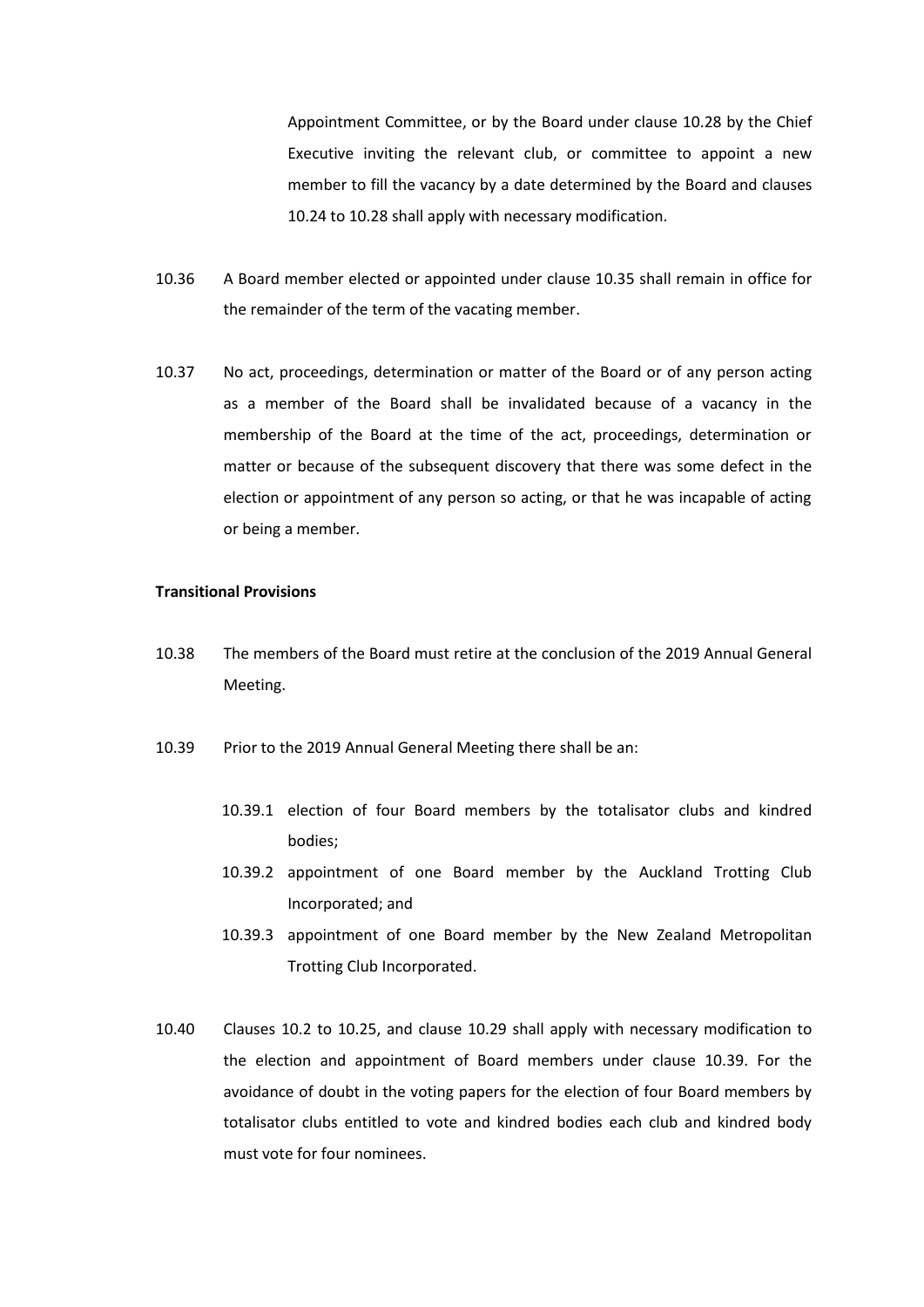Appointment Committee, or by the Board under clause 10.28 by the Chief Executive inviting the relevant club, or committee to appoint a new member to fill the vacancy by a date determined by the Board and clauses 10.24 to 10.28 shall apply with necessary modification.

10.36 A Board member elected or appointed under clause 10.35 shall remain in office for the remainder of the term of the vacating member.

10.37 No act, proceedings, determination or matter of the Board or of any person acting as a member of the Board shall be invalidated because of a vacancy in the membership of the Board at the time of the act, proceedings, determination or matter or because of the subsequent discovery that there was some defect in the election or appointment of any person so acting, or that he was incapable of acting or being a member.

**Transitional Provisions**

10.38 The members of the Board must retire at the conclusion of the 2019 Annual General Meeting.

10.39 Prior to the 2019 Annual General Meeting there shall be an:

- 10.39.1 election of four Board members by the totalisator clubs and kindred bodies;
- 10.39.2 appointment of one Board member by the Auckland Trotting Club Incorporated; and
- 10.39.3 appointment of one Board member by the New Zealand Metropolitan Trotting Club Incorporated.

10.40 Clauses 10.2 to 10.25, and clause 10.29 shall apply with necessary modification to the election and appointment of Board members under clause 10.39. For the avoidance of doubt in the voting papers for the election of four Board members by totalisator clubs entitled to vote and kindred bodies each club and kindred body must vote for four nominees.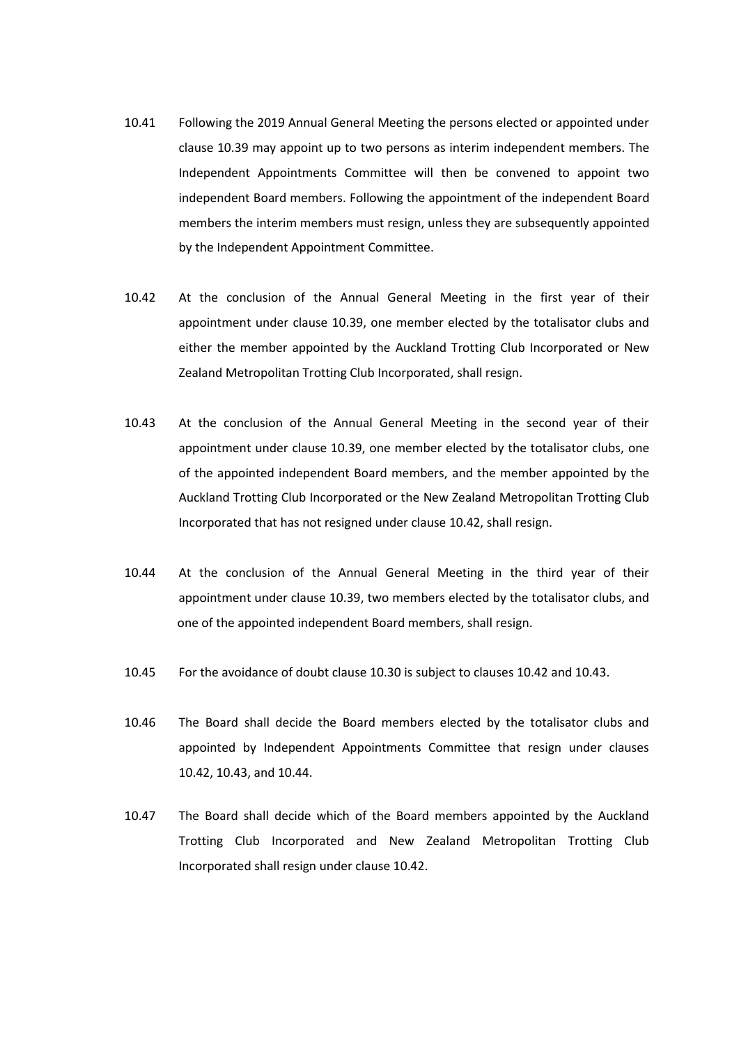10.41 Following the 2019 Annual General Meeting the persons elected or appointed under clause 10.39 may appoint up to two persons as interim independent members. The Independent Appointments Committee will then be convened to appoint two independent Board members. Following the appointment of the independent Board members the interim members must resign, unless they are subsequently appointed by the Independent Appointment Committee.

10.42 At the conclusion of the Annual General Meeting in the first year of their appointment under clause 10.39, one member elected by the totalisator clubs and either the member appointed by the Auckland Trotting Club Incorporated or New Zealand Metropolitan Trotting Club Incorporated, shall resign.

10.43 At the conclusion of the Annual General Meeting in the second year of their appointment under clause 10.39, one member elected by the totalisator clubs, one of the appointed independent Board members, and the member appointed by the Auckland Trotting Club Incorporated or the New Zealand Metropolitan Trotting Club Incorporated that has not resigned under clause 10.42, shall resign.

10.44 At the conclusion of the Annual General Meeting in the third year of their appointment under clause 10.39, two members elected by the totalisator clubs, and one of the appointed independent Board members, shall resign.

10.45 For the avoidance of doubt clause 10.30 is subject to clauses 10.42 and 10.43.

10.46 The Board shall decide the Board members elected by the totalisator clubs and appointed by Independent Appointments Committee that resign under clauses 10.42, 10.43, and 10.44.

10.47 The Board shall decide which of the Board members appointed by the Auckland Trotting Club Incorporated and New Zealand Metropolitan Trotting Club Incorporated shall resign under clause 10.42.